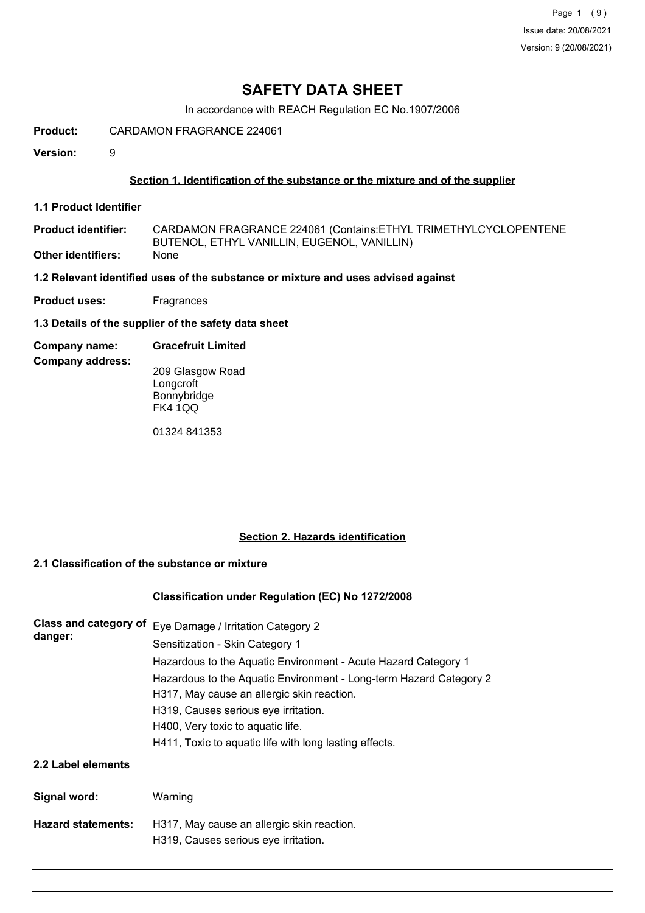# SAFETY DATA SHEET

In accordance with REACH Regulation EC No.1907/2006

**Product:** CARDAMON FRAGRANCE 224061

**Version:** 9

## Section 1. Identification of the substance or the mixture and of the supplier

### 1.1 Product Identifier

**Product identifier:** CARDAMON FRAGRANCE 224061 (Contains:ETHYL TRIMETHYLCYCLOPENTENE BUTENOL, ETHYL VANILLIN, EUGENOL, VANILLIN)

**Other identifiers:** None

### 1.2 Relevant identified uses of the substance or mixture and uses advised against

**Product uses:** Fragrances

### 1.3 Details of the supplier of the safety data sheet

**Company name:** **Gracefruit Limited**

**Company address:**

209 Glasgow Road
Longcroft
Bonnybridge
FK4 1QQ

01324 841353

## Section 2. Hazards identification

### 2.1 Classification of the substance or mixture

**Classification under Regulation (EC) No 1272/2008**

**Class and category of danger:**

Eye Damage / Irritation Category 2
Sensitization - Skin Category 1
Hazardous to the Aquatic Environment - Acute Hazard Category 1
Hazardous to the Aquatic Environment - Long-term Hazard Category 2
H317, May cause an allergic skin reaction.
H319, Causes serious eye irritation.
H400, Very toxic to aquatic life.
H411, Toxic to aquatic life with long lasting effects.

### 2.2 Label elements

**Signal word:** Warning

**Hazard statements:**

H317, May cause an allergic skin reaction.
H319, Causes serious eye irritation.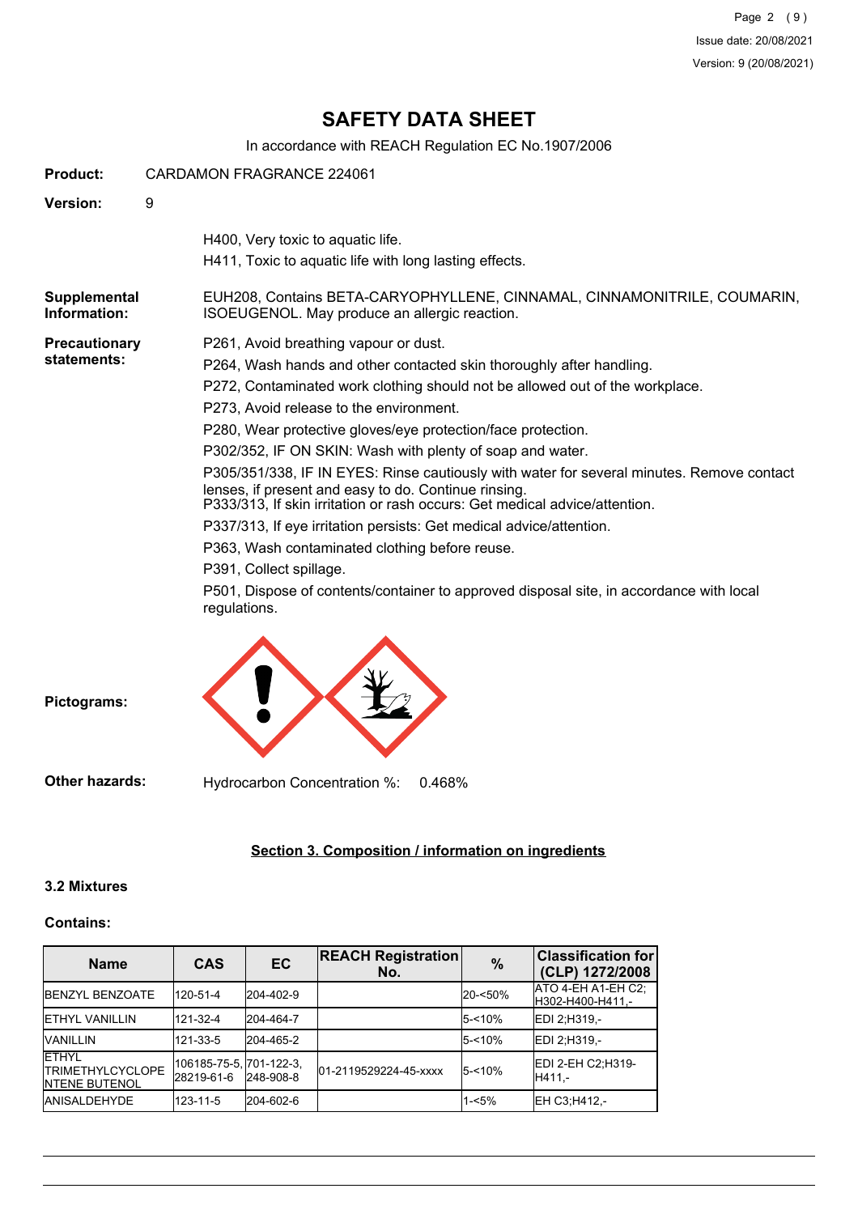# SAFETY DATA SHEET

In accordance with REACH Regulation EC No.1907/2006

**Product:** CARDAMON FRAGRANCE 224061

**Version:** 9

H400, Very toxic to aquatic life.

H411, Toxic to aquatic life with long lasting effects.

**Supplemental Information:** EUH208, Contains BETA-CARYOPHYLLENE, CINNAMAL, CINNAMONITRILE, COUMARIN, ISOEUGENOL. May produce an allergic reaction.

**Precautionary statements:**

P261, Avoid breathing vapour or dust.

P264, Wash hands and other contacted skin thoroughly after handling.

P272, Contaminated work clothing should not be allowed out of the workplace.

P273, Avoid release to the environment.

P280, Wear protective gloves/eye protection/face protection.

P302/352, IF ON SKIN: Wash with plenty of soap and water.

P305/351/338, IF IN EYES: Rinse cautiously with water for several minutes. Remove contact lenses, if present and easy to do. Continue rinsing.

P333/313, If skin irritation or rash occurs: Get medical advice/attention.

P337/313, If eye irritation persists: Get medical advice/attention.

P363, Wash contaminated clothing before reuse.

P391, Collect spillage.

P501, Dispose of contents/container to approved disposal site, in accordance with local regulations.

**Pictograms:**

**Other hazards:** Hydrocarbon Concentration %: 0.468%

## Section 3. Composition / information on ingredients

### 3.2 Mixtures

**Contains:**

| Name | CAS | EC | REACH Registration No. | % | Classification for (CLP) 1272/2008 |
|---|---|---|---|---|---|
| BENZYL BENZOATE | 120-51-4 | 204-402-9 | | 20-<50% | ATO 4-EH A1-EH C2;H302-H400-H411,- |
| ETHYL VANILLIN | 121-32-4 | 204-464-7 | | 5-<10% | EDI 2;H319,- |
| VANILLIN | 121-33-5 | 204-465-2 | | 5-<10% | EDI 2;H319,- |
| ETHYL TRIMETHYLCYCLOPENTENE BUTENOL | 106185-75-5, 28219-61-6 | 701-122-3, 248-908-8 | 01-2119529224-45-xxxx | 5-<10% | EDI 2-EH C2;H319-H411,- |
| ANISALDEHYDE | 123-11-5 | 204-602-6 | | 1-<5% | EH C3;H412,- |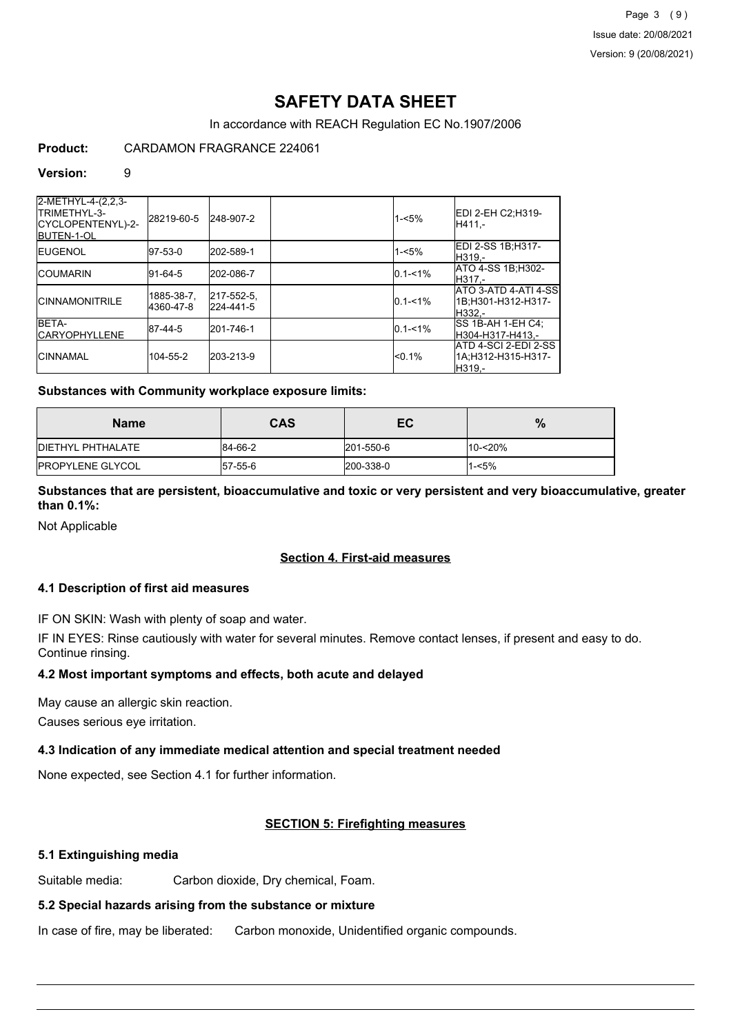# SAFETY DATA SHEET

In accordance with REACH Regulation EC No.1907/2006

**Product:** CARDAMON FRAGRANCE 224061

**Version:** 9

| | | | | | |
|---|---|---|---|---|---|
| 2-METHYL-4-(2,2,3-TRIMETHYL-3-CYCLOPENTENYL)-2-BUTEN-1-OL | 28219-60-5 | 248-907-2 | | 1-<5% | EDI 2-EH C2;H319-H411,- |
| EUGENOL | 97-53-0 | 202-589-1 | | 1-<5% | EDI 2-SS 1B;H317-H319,- |
| COUMARIN | 91-64-5 | 202-086-7 | | 0.1-<1% | ATO 4-SS 1B;H302-H317,- |
| CINNAMONITRILE | 1885-38-7, 4360-47-8 | 217-552-5, 224-441-5 | | 0.1-<1% | ATO 3-ATD 4-ATI 4-SS 1B;H301-H312-H317-H332,- |
| BETA-CARYOPHYLLENE | 87-44-5 | 201-746-1 | | 0.1-<1% | SS 1B-AH 1-EH C4; H304-H317-H413,- |
| CINNAMAL | 104-55-2 | 203-213-9 | | <0.1% | ATD 4-SCI 2-EDI 2-SS 1A;H312-H315-H317-H319,- |

**Substances with Community workplace exposure limits:**

| Name | CAS | EC | % |
|---|---|---|---|
| DIETHYL PHTHALATE | 84-66-2 | 201-550-6 | 10-<20% |
| PROPYLENE GLYCOL | 57-55-6 | 200-338-0 | 1-<5% |

**Substances that are persistent, bioaccumulative and toxic or very persistent and very bioaccumulative, greater than 0.1%:**

Not Applicable

## Section 4. First-aid measures

### 4.1 Description of first aid measures

IF ON SKIN: Wash with plenty of soap and water.

IF IN EYES: Rinse cautiously with water for several minutes. Remove contact lenses, if present and easy to do. Continue rinsing.

### 4.2 Most important symptoms and effects, both acute and delayed

May cause an allergic skin reaction.

Causes serious eye irritation.

### 4.3 Indication of any immediate medical attention and special treatment needed

None expected, see Section 4.1 for further information.

## SECTION 5: Firefighting measures

### 5.1 Extinguishing media

Suitable media: Carbon dioxide, Dry chemical, Foam.

### 5.2 Special hazards arising from the substance or mixture

In case of fire, may be liberated: Carbon monoxide, Unidentified organic compounds.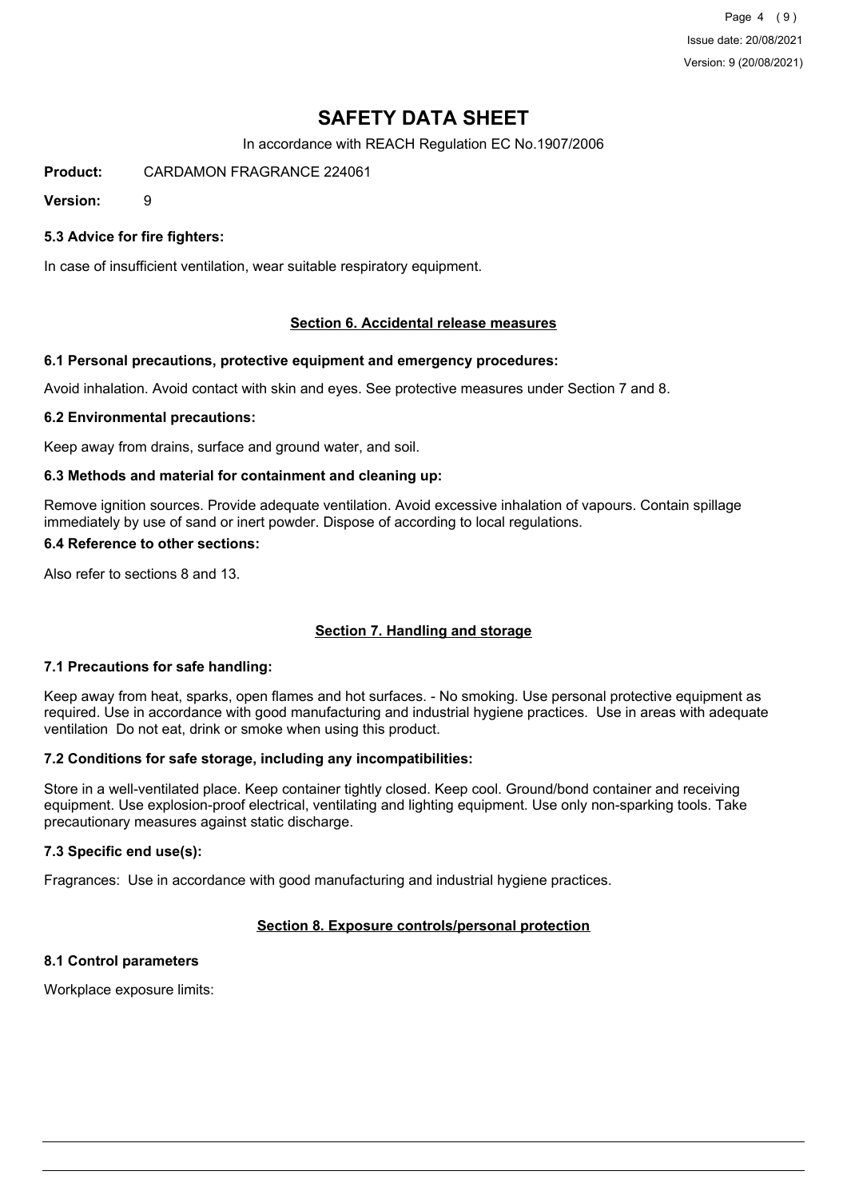# SAFETY DATA SHEET

In accordance with REACH Regulation EC No.1907/2006

**Product:** CARDAMON FRAGRANCE 224061

**Version:** 9

### 5.3 Advice for fire fighters:

In case of insufficient ventilation, wear suitable respiratory equipment.

## Section 6. Accidental release measures

### 6.1 Personal precautions, protective equipment and emergency procedures:

Avoid inhalation. Avoid contact with skin and eyes. See protective measures under Section 7 and 8.

### 6.2 Environmental precautions:

Keep away from drains, surface and ground water, and soil.

### 6.3 Methods and material for containment and cleaning up:

Remove ignition sources. Provide adequate ventilation. Avoid excessive inhalation of vapours. Contain spillage immediately by use of sand or inert powder. Dispose of according to local regulations.

### 6.4 Reference to other sections:

Also refer to sections 8 and 13.

## Section 7. Handling and storage

### 7.1 Precautions for safe handling:

Keep away from heat, sparks, open flames and hot surfaces. - No smoking. Use personal protective equipment as required. Use in accordance with good manufacturing and industrial hygiene practices. Use in areas with adequate ventilation Do not eat, drink or smoke when using this product.

### 7.2 Conditions for safe storage, including any incompatibilities:

Store in a well-ventilated place. Keep container tightly closed. Keep cool. Ground/bond container and receiving equipment. Use explosion-proof electrical, ventilating and lighting equipment. Use only non-sparking tools. Take precautionary measures against static discharge.

### 7.3 Specific end use(s):

Fragrances: Use in accordance with good manufacturing and industrial hygiene practices.

## Section 8. Exposure controls/personal protection

### 8.1 Control parameters

Workplace exposure limits: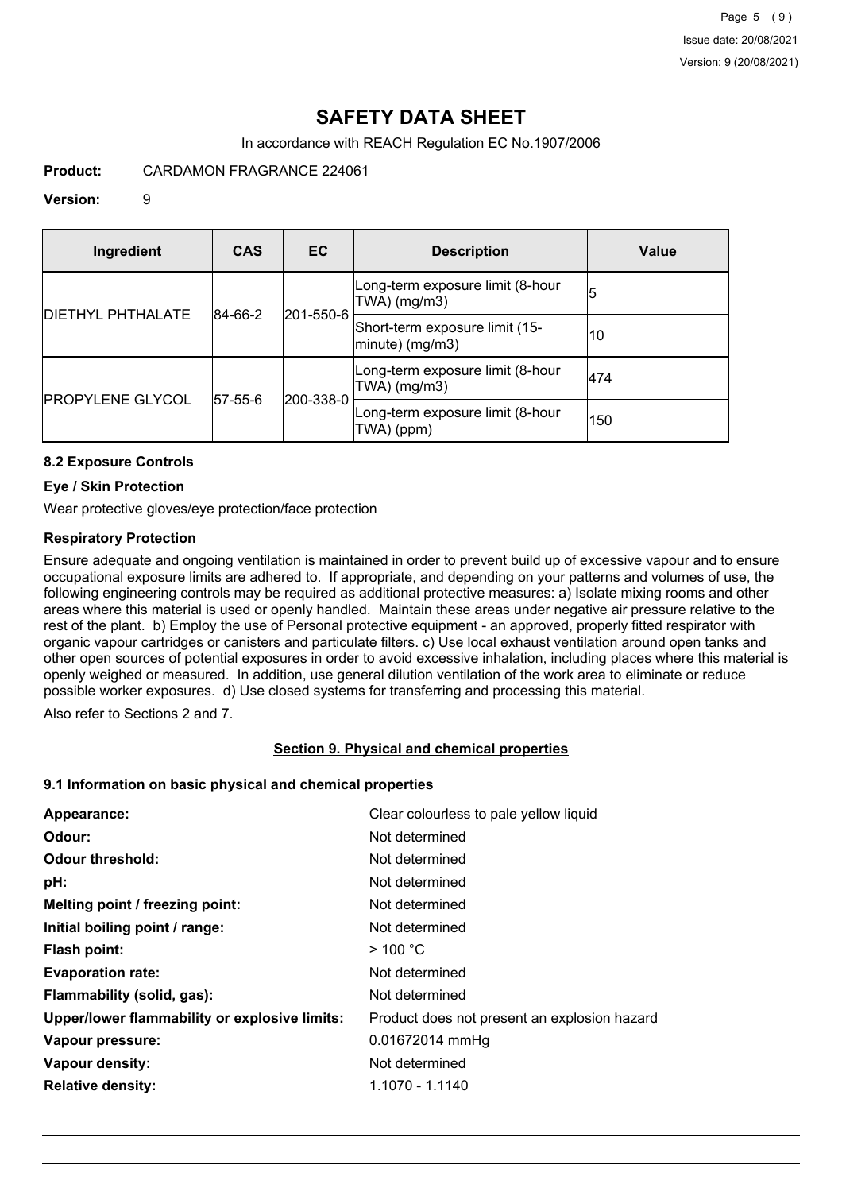# SAFETY DATA SHEET

In accordance with REACH Regulation EC No.1907/2006

**Product:** CARDAMON FRAGRANCE 224061

**Version:** 9

| Ingredient | CAS | EC | Description | Value |
|---|---|---|---|---|
| DIETHYL PHTHALATE | 84-66-2 | 201-550-6 | Long-term exposure limit (8-hour TWA) (mg/m3) | 5 |
| | | | Short-term exposure limit (15-minute) (mg/m3) | 10 |
| PROPYLENE GLYCOL | 57-55-6 | 200-338-0 | Long-term exposure limit (8-hour TWA) (mg/m3) | 474 |
| | | | Long-term exposure limit (8-hour TWA) (ppm) | 150 |

### 8.2 Exposure Controls

#### Eye / Skin Protection

Wear protective gloves/eye protection/face protection

#### Respiratory Protection

Ensure adequate and ongoing ventilation is maintained in order to prevent build up of excessive vapour and to ensure occupational exposure limits are adhered to. If appropriate, and depending on your patterns and volumes of use, the following engineering controls may be required as additional protective measures: a) Isolate mixing rooms and other areas where this material is used or openly handled. Maintain these areas under negative air pressure relative to the rest of the plant. b) Employ the use of Personal protective equipment - an approved, properly fitted respirator with organic vapour cartridges or canisters and particulate filters. c) Use local exhaust ventilation around open tanks and other open sources of potential exposures in order to avoid excessive inhalation, including places where this material is openly weighed or measured. In addition, use general dilution ventilation of the work area to eliminate or reduce possible worker exposures. d) Use closed systems for transferring and processing this material.

Also refer to Sections 2 and 7.

## Section 9. Physical and chemical properties

### 9.1 Information on basic physical and chemical properties

| | |
|---|---|
| **Appearance:** | Clear colourless to pale yellow liquid |
| **Odour:** | Not determined |
| **Odour threshold:** | Not determined |
| **pH:** | Not determined |
| **Melting point / freezing point:** | Not determined |
| **Initial boiling point / range:** | Not determined |
| **Flash point:** | > 100 °C |
| **Evaporation rate:** | Not determined |
| **Flammability (solid, gas):** | Not determined |
| **Upper/lower flammability or explosive limits:** | Product does not present an explosion hazard |
| **Vapour pressure:** | 0.01672014 mmHg |
| **Vapour density:** | Not determined |
| **Relative density:** | 1.1070 - 1.1140 |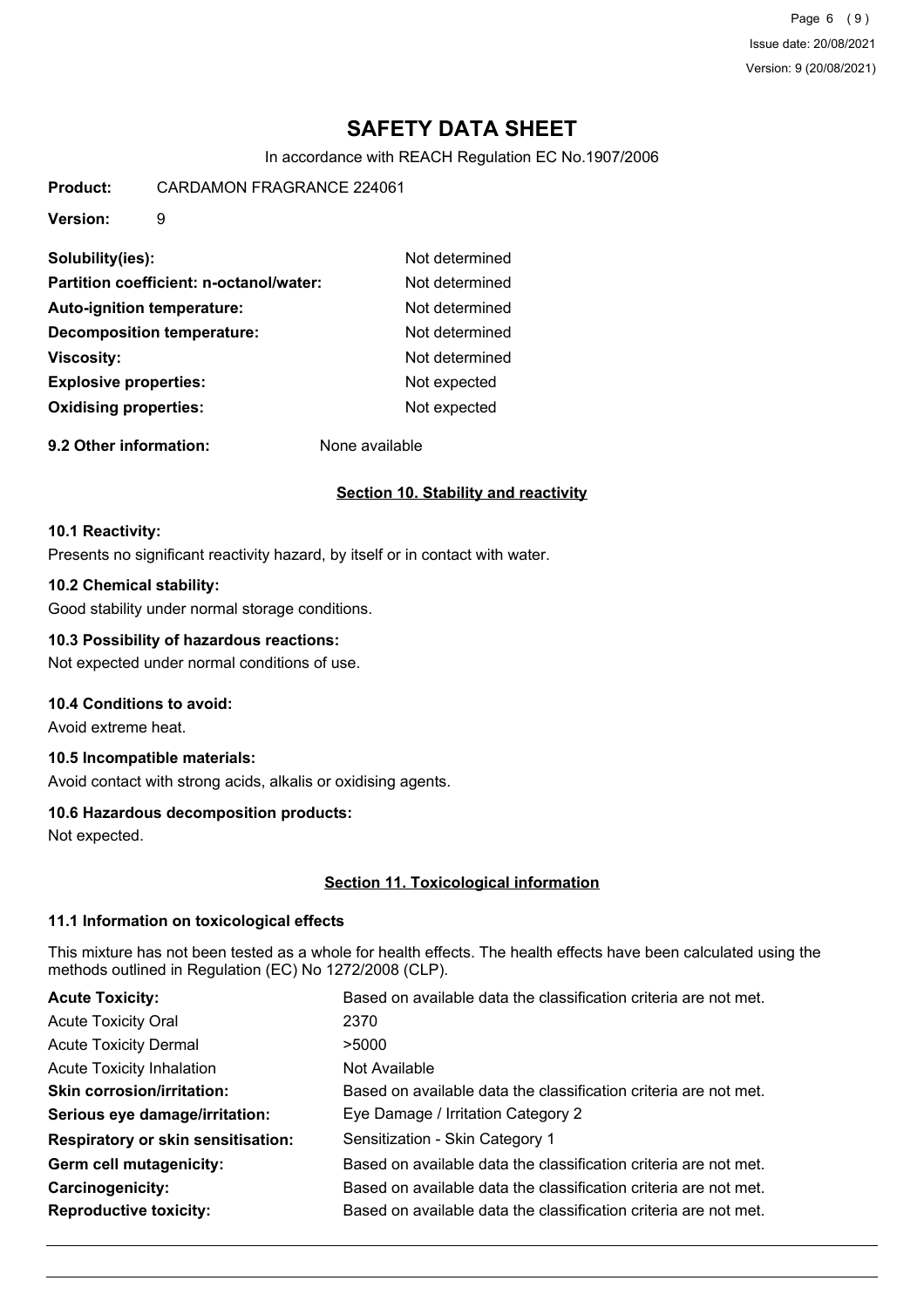| | |
|---|---|
| **Solubility(ies):** | Not determined |
| **Partition coefficient: n-octanol/water:** | Not determined |
| **Auto-ignition temperature:** | Not determined |
| **Decomposition temperature:** | Not determined |
| **Viscosity:** | Not determined |
| **Explosive properties:** | Not expected |
| **Oxidising properties:** | Not expected |

**9.2 Other information:** None available

## Section 10. Stability and reactivity

### 10.1 Reactivity:

Presents no significant reactivity hazard, by itself or in contact with water.

### 10.2 Chemical stability:

Good stability under normal storage conditions.

### 10.3 Possibility of hazardous reactions:

Not expected under normal conditions of use.

### 10.4 Conditions to avoid:

Avoid extreme heat.

### 10.5 Incompatible materials:

Avoid contact with strong acids, alkalis or oxidising agents.

### 10.6 Hazardous decomposition products:

Not expected.

## Section 11. Toxicological information

### 11.1 Information on toxicological effects

This mixture has not been tested as a whole for health effects. The health effects have been calculated using the methods outlined in Regulation (EC) No 1272/2008 (CLP).

| | |
|---|---|
| **Acute Toxicity:** | Based on available data the classification criteria are not met. |
| Acute Toxicity Oral | 2370 |
| Acute Toxicity Dermal | >5000 |
| Acute Toxicity Inhalation | Not Available |
| **Skin corrosion/irritation:** | Based on available data the classification criteria are not met. |
| **Serious eye damage/irritation:** | Eye Damage / Irritation Category 2 |
| **Respiratory or skin sensitisation:** | Sensitization - Skin Category 1 |
| **Germ cell mutagenicity:** | Based on available data the classification criteria are not met. |
| **Carcinogenicity:** | Based on available data the classification criteria are not met. |
| **Reproductive toxicity:** | Based on available data the classification criteria are not met. |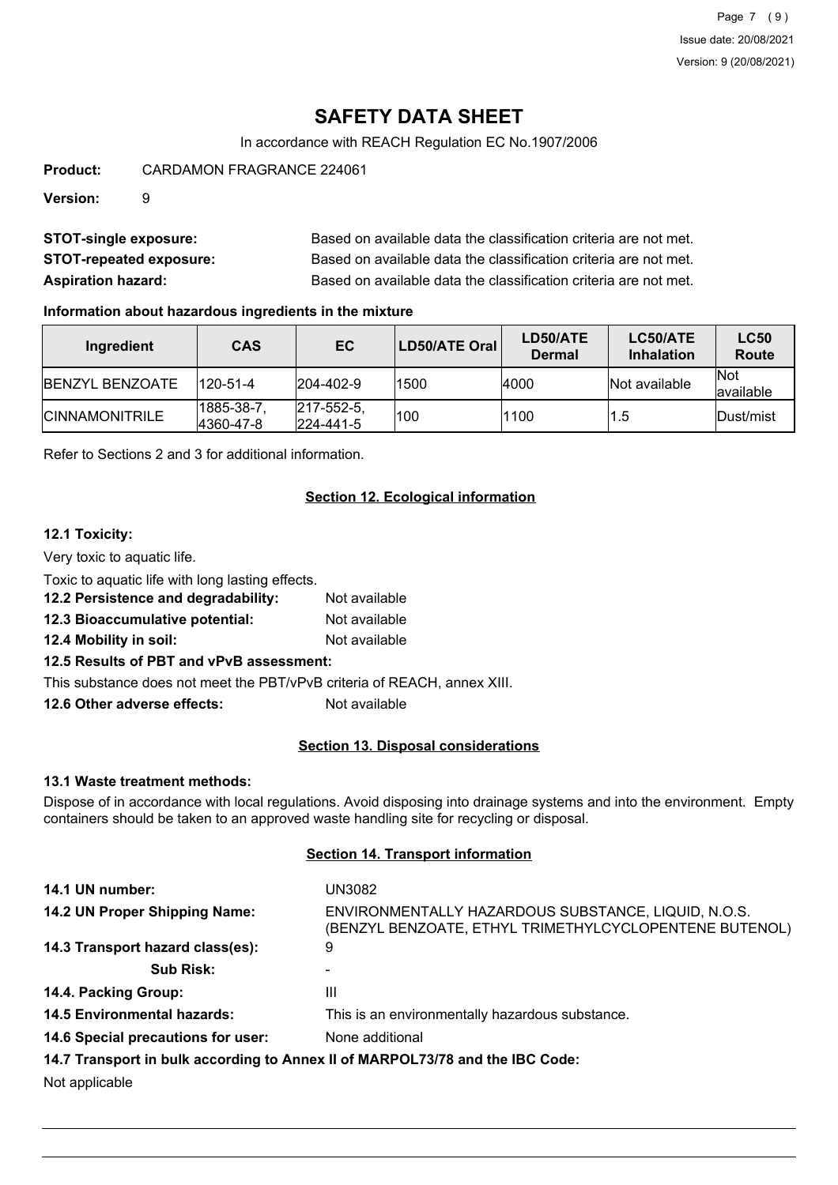# SAFETY DATA SHEET

In accordance with REACH Regulation EC No.1907/2006

**Product:** CARDAMON FRAGRANCE 224061

**Version:** 9

**STOT-single exposure:** Based on available data the classification criteria are not met.

**STOT-repeated exposure:** Based on available data the classification criteria are not met.

**Aspiration hazard:** Based on available data the classification criteria are not met.

### Information about hazardous ingredients in the mixture

| Ingredient | CAS | EC | LD50/ATE Oral | LD50/ATE Dermal | LC50/ATE Inhalation | LC50 Route |
|---|---|---|---|---|---|---|
| BENZYL BENZOATE | 120-51-4 | 204-402-9 | 1500 | 4000 | Not available | Not available |
| CINNAMONITRILE | 1885-38-7, 4360-47-8 | 217-552-5, 224-441-5 | 100 | 1100 | 1.5 | Dust/mist |

Refer to Sections 2 and 3 for additional information.

## Section 12. Ecological information

### 12.1 Toxicity:

Very toxic to aquatic life.

Toxic to aquatic life with long lasting effects.

**12.2 Persistence and degradability:** Not available

**12.3 Bioaccumulative potential:** Not available

**12.4 Mobility in soil:** Not available

**12.5 Results of PBT and vPvB assessment:**

This substance does not meet the PBT/vPvB criteria of REACH, annex XIII.

**12.6 Other adverse effects:** Not available

## Section 13. Disposal considerations

### 13.1 Waste treatment methods:

Dispose of in accordance with local regulations. Avoid disposing into drainage systems and into the environment. Empty containers should be taken to an approved waste handling site for recycling or disposal.

## Section 14. Transport information

**14.1 UN number:** UN3082

**14.2 UN Proper Shipping Name:** ENVIRONMENTALLY HAZARDOUS SUBSTANCE, LIQUID, N.O.S. (BENZYL BENZOATE, ETHYL TRIMETHYLCYCLOPENTENE BUTENOL)

**14.3 Transport hazard class(es):** 9

**Sub Risk:** -

**14.4. Packing Group:** III

**14.5 Environmental hazards:** This is an environmentally hazardous substance.

**14.6 Special precautions for user:** None additional

**14.7 Transport in bulk according to Annex II of MARPOL73/78 and the IBC Code:**

Not applicable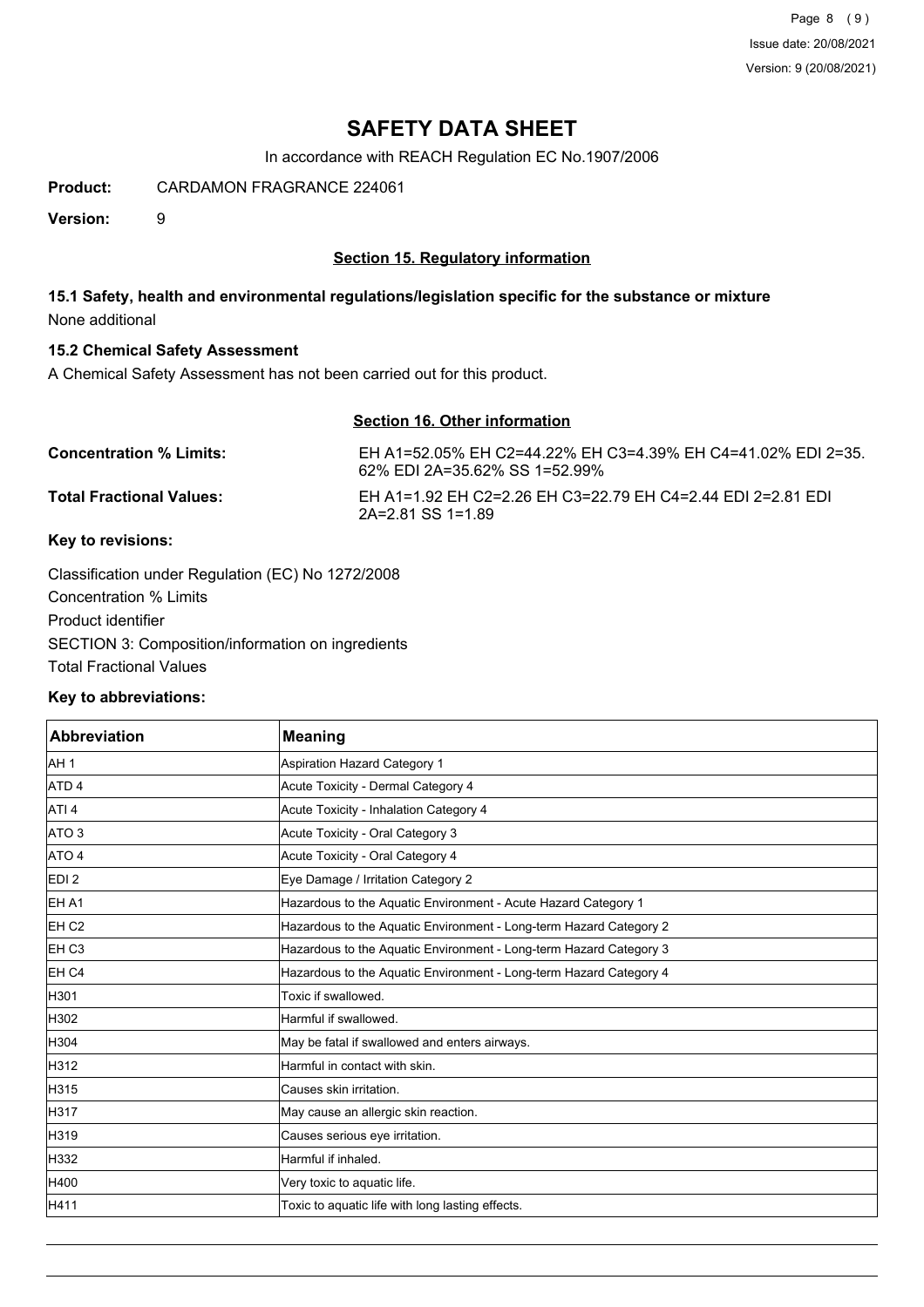# SAFETY DATA SHEET

In accordance with REACH Regulation EC No.1907/2006

**Product:** CARDAMON FRAGRANCE 224061

**Version:** 9

## Section 15. Regulatory information

### 15.1 Safety, health and environmental regulations/legislation specific for the substance or mixture

None additional

### 15.2 Chemical Safety Assessment

A Chemical Safety Assessment has not been carried out for this product.

## Section 16. Other information

**Concentration % Limits:** EH A1=52.05% EH C2=44.22% EH C3=4.39% EH C4=41.02% EDI 2=35.62% EDI 2A=35.62% SS 1=52.99%

**Total Fractional Values:** EH A1=1.92 EH C2=2.26 EH C3=22.79 EH C4=2.44 EDI 2=2.81 EDI 2A=2.81 SS 1=1.89

**Key to revisions:**

Classification under Regulation (EC) No 1272/2008

Concentration % Limits

Product identifier

SECTION 3: Composition/information on ingredients

Total Fractional Values

**Key to abbreviations:**

| Abbreviation | Meaning |
|---|---|
| AH 1 | Aspiration Hazard Category 1 |
| ATD 4 | Acute Toxicity - Dermal Category 4 |
| ATI 4 | Acute Toxicity - Inhalation Category 4 |
| ATO 3 | Acute Toxicity - Oral Category 3 |
| ATO 4 | Acute Toxicity - Oral Category 4 |
| EDI 2 | Eye Damage / Irritation Category 2 |
| EH A1 | Hazardous to the Aquatic Environment - Acute Hazard Category 1 |
| EH C2 | Hazardous to the Aquatic Environment - Long-term Hazard Category 2 |
| EH C3 | Hazardous to the Aquatic Environment - Long-term Hazard Category 3 |
| EH C4 | Hazardous to the Aquatic Environment - Long-term Hazard Category 4 |
| H301 | Toxic if swallowed. |
| H302 | Harmful if swallowed. |
| H304 | May be fatal if swallowed and enters airways. |
| H312 | Harmful in contact with skin. |
| H315 | Causes skin irritation. |
| H317 | May cause an allergic skin reaction. |
| H319 | Causes serious eye irritation. |
| H332 | Harmful if inhaled. |
| H400 | Very toxic to aquatic life. |
| H411 | Toxic to aquatic life with long lasting effects. |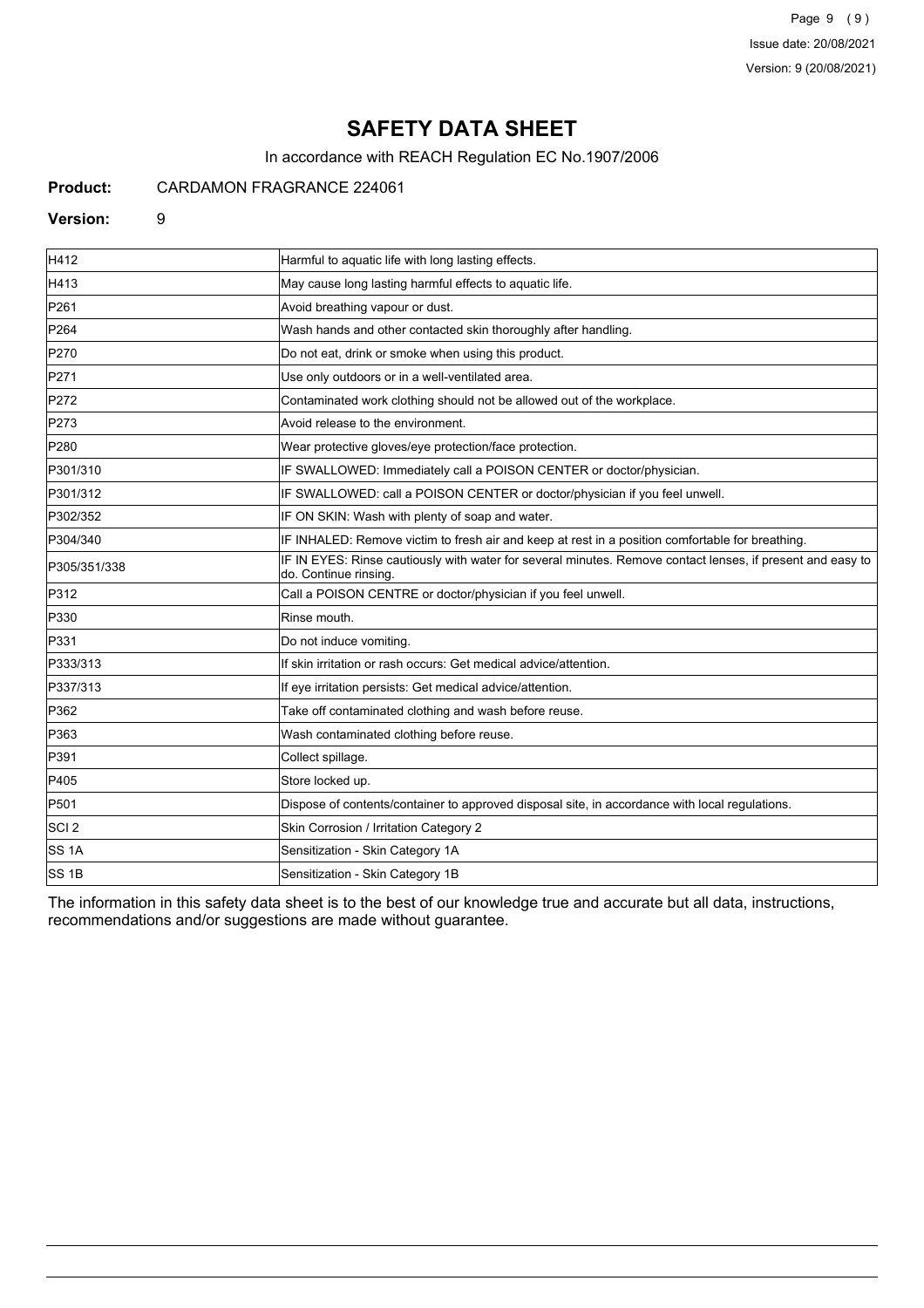# SAFETY DATA SHEET

In accordance with REACH Regulation EC No.1907/2006

**Product:** CARDAMON FRAGRANCE 224061

**Version:** 9

| | |
|---|---|
| H412 | Harmful to aquatic life with long lasting effects. |
| H413 | May cause long lasting harmful effects to aquatic life. |
| P261 | Avoid breathing vapour or dust. |
| P264 | Wash hands and other contacted skin thoroughly after handling. |
| P270 | Do not eat, drink or smoke when using this product. |
| P271 | Use only outdoors or in a well-ventilated area. |
| P272 | Contaminated work clothing should not be allowed out of the workplace. |
| P273 | Avoid release to the environment. |
| P280 | Wear protective gloves/eye protection/face protection. |
| P301/310 | IF SWALLOWED: Immediately call a POISON CENTER or doctor/physician. |
| P301/312 | IF SWALLOWED: call a POISON CENTER or doctor/physician if you feel unwell. |
| P302/352 | IF ON SKIN: Wash with plenty of soap and water. |
| P304/340 | IF INHALED: Remove victim to fresh air and keep at rest in a position comfortable for breathing. |
| P305/351/338 | IF IN EYES: Rinse cautiously with water for several minutes. Remove contact lenses, if present and easy to do. Continue rinsing. |
| P312 | Call a POISON CENTRE or doctor/physician if you feel unwell. |
| P330 | Rinse mouth. |
| P331 | Do not induce vomiting. |
| P333/313 | If skin irritation or rash occurs: Get medical advice/attention. |
| P337/313 | If eye irritation persists: Get medical advice/attention. |
| P362 | Take off contaminated clothing and wash before reuse. |
| P363 | Wash contaminated clothing before reuse. |
| P391 | Collect spillage. |
| P405 | Store locked up. |
| P501 | Dispose of contents/container to approved disposal site, in accordance with local regulations. |
| SCI 2 | Skin Corrosion / Irritation Category 2 |
| SS 1A | Sensitization - Skin Category 1A |
| SS 1B | Sensitization - Skin Category 1B |

The information in this safety data sheet is to the best of our knowledge true and accurate but all data, instructions, recommendations and/or suggestions are made without guarantee.